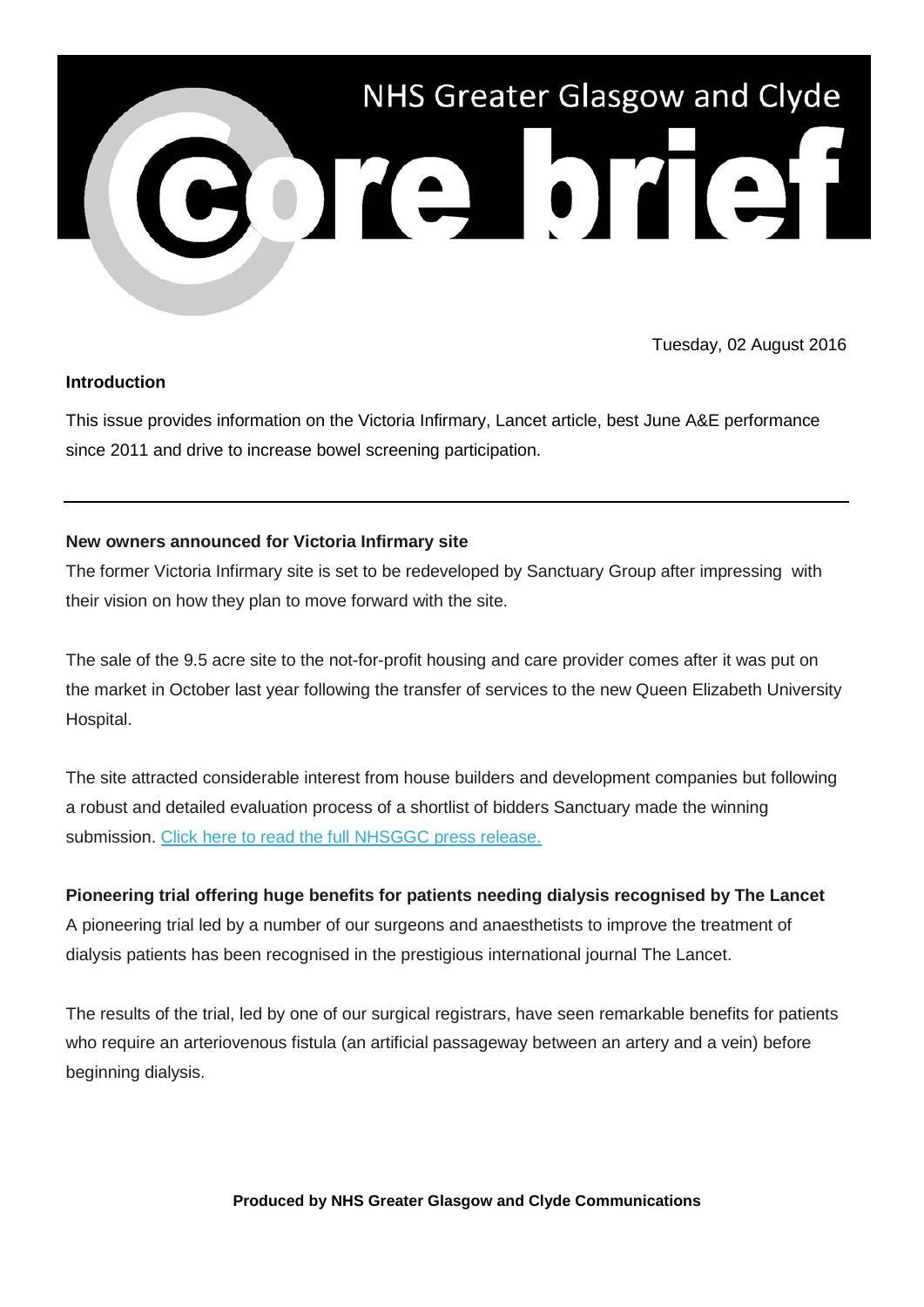# NHS Greater Glasgow and Clyde Core brief

Tuesday, 02 August 2016

**Introduction**

This issue provides information on the Victoria Infirmary, Lancet article, best June A&E performance since 2011 and drive to increase bowel screening participation.

---

**New owners announced for Victoria Infirmary site**

The former Victoria Infirmary site is set to be redeveloped by Sanctuary Group after impressing with their vision on how they plan to move forward with the site.

The sale of the 9.5 acre site to the not-for-profit housing and care provider comes after it was put on the market in October last year following the transfer of services to the new Queen Elizabeth University Hospital.

The site attracted considerable interest from house builders and development companies but following a robust and detailed evaluation process of a shortlist of bidders Sanctuary made the winning submission. Click here to read the full NHSGGC press release.

**Pioneering trial offering huge benefits for patients needing dialysis recognised by The Lancet**

A pioneering trial led by a number of our surgeons and anaesthetists to improve the treatment of dialysis patients has been recognised in the prestigious international journal The Lancet.

The results of the trial, led by one of our surgical registrars, have seen remarkable benefits for patients who require an arteriovenous fistula (an artificial passageway between an artery and a vein) before beginning dialysis.

**Produced by NHS Greater Glasgow and Clyde Communications**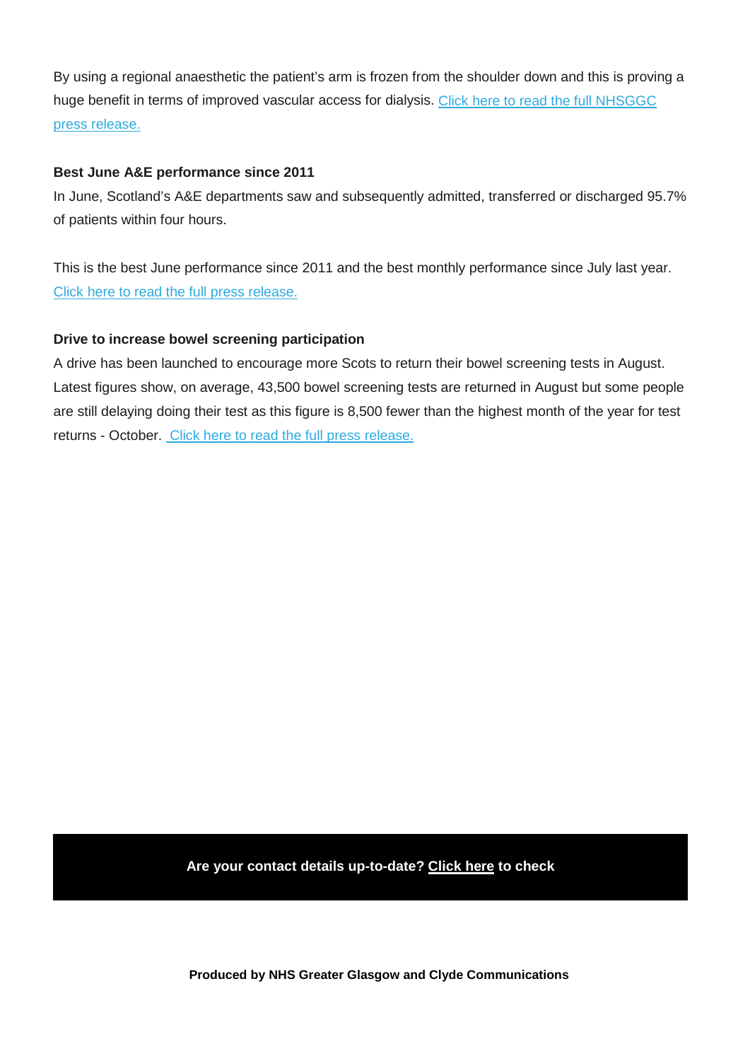By using a regional anaesthetic the patient's arm is frozen from the shoulder down and this is proving a huge benefit in terms of improved vascular access for dialysis. Click here to read the full NHSGGC press release.

**Best June A&E performance since 2011**

In June, Scotland's A&E departments saw and subsequently admitted, transferred or discharged 95.7% of patients within four hours.

This is the best June performance since 2011 and the best monthly performance since July last year. Click here to read the full press release.

**Drive to increase bowel screening participation**

A drive has been launched to encourage more Scots to return their bowel screening tests in August. Latest figures show, on average, 43,500 bowel screening tests are returned in August but some people are still delaying doing their test as this figure is 8,500 fewer than the highest month of the year for test returns - October. Click here to read the full press release.

**Are your contact details up-to-date? Click here to check**

**Produced by NHS Greater Glasgow and Clyde Communications**